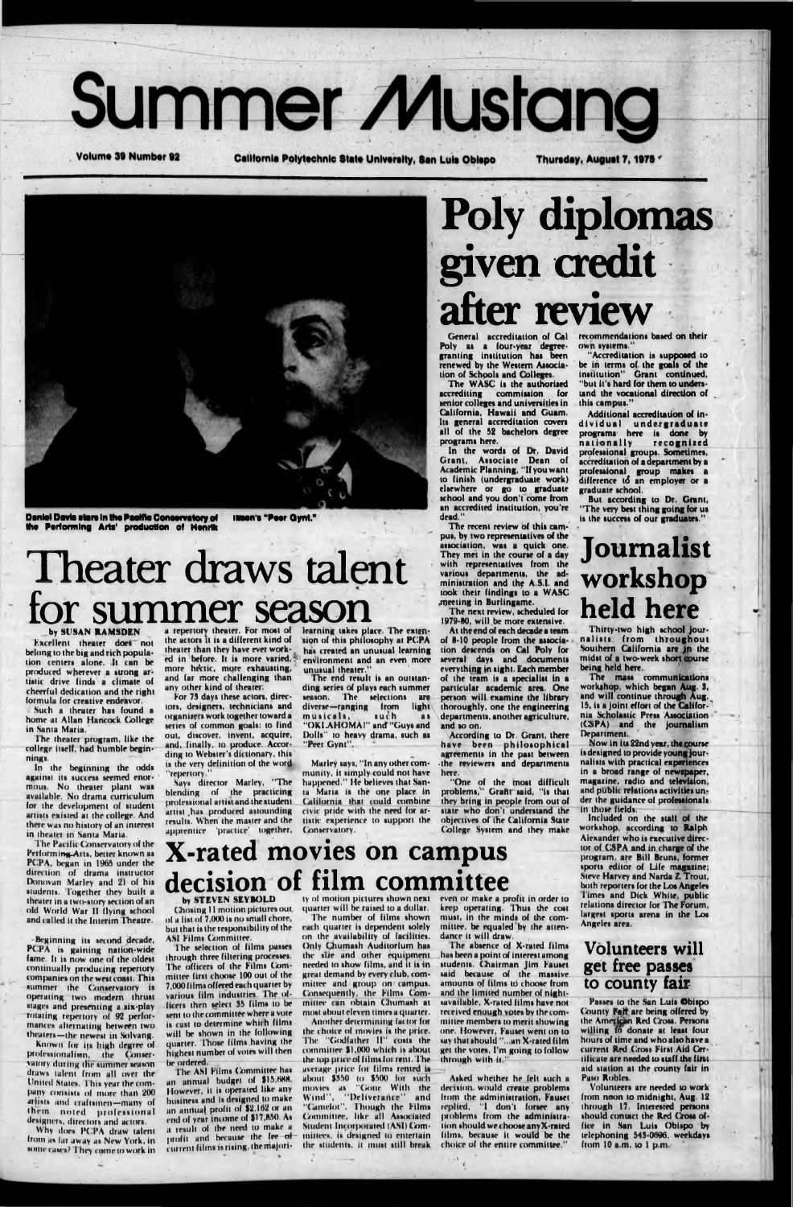# Summer Mustang

Volume 39 Number 92 — California Polytechnic State University, San Luis Obispo — Thursday, August 7, 1975

Daniel Davis stars in the Pacific Conservatory of the Performing Arts' production of Henrik Ibsen's "Peer Gynt."

# Theater draws talent for summer season

by SUSAN RAMSDEN

Excellent theater does not belong to the big and rich population centers alone. It can be produced wherever a strong artistic drive finds a climate of cheerful dedication and the right formula for creative endeavor.

Such a theater has found a home at Allan Hancock College in Santa Maria.

The theater program, like the college itself, had humble beginnings.

In the beginning the odds against its success seemed enormous. No theater plant was available. No drama curriculum for the development of student artists existed at the college. And there was no history of an interest in theater in Santa Maria.

The Pacific Conservatory of the Performing Arts, better known as PCPA, began in 1965 under the direction of drama instructor Donovan Marley and 21 of his students. Together they built a theater in a two-story section of an old World War II flying school and called it the Interim Theatre.

Beginning its second decade, PCPA is gaining nation-wide fame. It is now one of the oldest continually producing repertory companies on the west coast. This summer the Conservatory is operating two modern thrust stages and presenting a six-play rotating repertory of 92 performances alternating between two theaters—the newest in Solvang.

Known for its high degree of professionalism, the Conservatory during the summer season draws talent from all over the United States. This year the company consists of more than 200 artists and craftsmen—many of them noted professional designers, directors and actors.

Why does PCPA draw talent from as far away as New York, in some cases? They come to work in a repertory theater. For most of the actors it is a different kind of theater than they have ever worked in before. It is more varied, more hectic, more exhausting, and far more challenging than any other kind of theater.

For 73 days these actors, directors, designers, technicians and organizers work together toward a series of common goals: to find out, discover, invent, acquire, and, finally, to produce. According to Webster's dictionary, this is the very definition of the word "repertory."

Says director Marley, "The blending of the practicing professional artist and the student artist has produced astounding results. When the master and the apprentice 'practice' together, learning takes place. The extension of this philosophy at PCPA has created an unusual learning environment and an even more unusual theater."

The end result is an outstanding series of plays each summer season. The selections are diverse—ranging from light musicals, such as "OKLAHOMA!" and "Guys and Dolls" to heavy drama, such as "Peer Gynt".

Marley says, "In any other community, it simply could not have happened." He believes that Santa Maria is the one place in California that could combine civic pride with the need for artistic experience to support the Conservatory.

# Poly diplomas given credit after review

General accreditation of Cal Poly as a four-year degree-granting institution has been renewed by the Western Association of Schools and Colleges.

The WASC is the authorized accrediting commission for senior colleges and universities in California, Hawaii and Guam. Its general accreditation covers all of the 52 bachelors degree programs here.

In the words of Dr. David Grant, Associate Dean of Academic Planning, "If you want to finish (undergraduate work) elsewhere or go to graduate school and you don't come from an accredited institution, you're dead."

The recent review of this campus, by two representatives of the association, was a quick one. They met in the course of a day with representatives from the various departments, the administration and the A.S.I. and took their findings to a WASC meeting in Burlingame.

The next review, scheduled for 1979-80, will be more extensive.

At the end of each decade a team of 8-10 people from the association descends on Cal Poly for several days and documents everything in sight. Each member of the team is a specialist in a particular academic area. One person will examine the library thoroughly, one the engineering departments, another agriculture, and so on.

According to Dr. Grant, there have been philosophical agreements in the past between the reviewers and departments here.

"One of the most difficult problems," Grant said, "is that they bring in people from out of state who don't understand the objectives of the California State College System and they make recommendations based on their own systems."

"Accreditation is supposed to be in terms of the goals of the institution" Grant continued, "but it's hard for them to understand the vocational direction of this campus."

Additional accreditation of individual undergraduate programs here is done by nationally recognized professional groups. Sometimes, accreditation of a department by a professional group makes a difference to an employer or a graduate school.

But according to Dr. Grant, "The very best thing going for us is the success of our graduates."

# Journalist workshop held here

Thirty-two high school journalists from throughout Southern California are in the midst of a two-week short course being held here.

The mass communications workshop, which began Aug. 3, and will continue through Aug. 15, is a joint effort of the California Scholastic Press Association (CSPA) and the journalism Department.

Now in its 22nd year, the course is designed to provide young journalists with practical experiences in a broad range of newspaper, magazine, radio and television, and public relations activities under the guidance of professionals in those fields.

Included on the staff of the workshop, according to Ralph Alexander who is executive director of CSPA and in charge of the program, are Bill Bruns, former sports editor of Life magazine; Steve Harvey and Narda Z. Trout, both reporters for the Los Angeles Times and Dick White, public relations director for The Forum, largest sports arena in the Los Angeles area.

# X-rated movies on campus decision of film committee

by STEVEN SEYBOLD

Choosing 11 motion pictures out of a list of 7,000 is no small chore, but that is the responsibility of the ASI Films Committee.

The selection of films passes through three filtering processes. The officers of the Films Committee first choose 100 out of the 7,000 films offered each quarter by various film industries. The officers then select 35 films to be sent to the committee where a vote is cast to determine which films will be shown in the following quarter. Those films having the highest number of votes will then be ordered.

The ASI Films Committee has an annual budget of $15,688. However, it is operated like any business and is designed to make an annual profit of $2,162 or an end of year income of $17,850. As a result of the need to make a profit and because the fee of current films is rising, the majority of motion pictures shown next quarter will be raised to a dollar.

The number of films shown each quarter is dependent solely on the availability of facilities. Only Chumash Auditorium has the size and other equipment needed to show films, and it is in great demand by every club, committee and group on campus. Consequently, the Films Committee can obtain Chumash at most about eleven times a quarter.

Another determining factor for the choice of movies is the price. The "Godfather II" costs the committee $1,000 which is about the top price of films for rent. The average price for films rented is about $350 to $500 for such movies as "Gone With the Wind", "Deliverance" and "Camelot". Though the Films Committee, like all Associated Student Incorporated (ASI) Committees, is designed to entertain the students, it must still break even or make a profit in order to keep operating. Thus the cost must, in the minds of the committee, be equaled by the attendance it will draw.

The absence of X-rated films has been a point of interest among students. Chairman Jim Fauset said because of the massive amounts of films to choose from and the limited number of night-time available, X-rated films have not received enough votes by the committee members to merit showing one. However, Fauset went on to say that should "...an X-rated film get the votes, I'm going to follow through with it."

Asked whether he felt such a decision would create problems from the administration, Fauset replied, "I don't forsee any problems from the administration should we choose any X-rated films, because it would be the choice of the entire committee."

## Volunteers will get free passes to county fair

Passes to the San Luis Obispo County Fair are being offered by the American Red Cross. Persons willing to donate at least four hours of time and who also have a current Red Cross First Aid Certificate are needed to staff the first aid station at the county fair in Paso Robles.

Volunteers are needed to work from noon to midnight, Aug. 12 through 17. Interested persons should contact the Red Cross office in San Luis Obispo by telephoning 543-0696, weekdays from 10 a.m. to 1 p.m.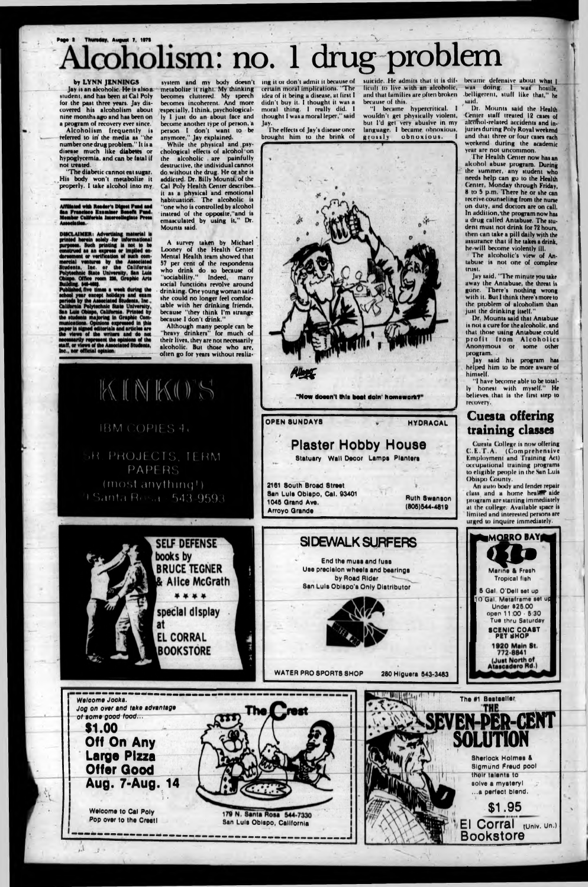# Alcoholism: no. 1 drug problem

**by LYNN JENNINGS**

Jay is an alcoholic. He is also a student, and has been at Cal Poly for the past three years. Jay discovered his alcoholism about nine months ago and has been on a program of recovery ever since.

Alcoholism frequently is referred to in the media as "the number one drug problem." It is a disease much like diabetes or hypoglycemia, and can be fatal if not treated.

"The diabetic cannot eat sugar. His body won't metabolize it properly. I take alcohol into my system and my body doesn't metabolize it right. My thinking becomes cluttered. My speech becomes incoherent. And more especially, I think, psychologically I just do an about face and become another type of person, a person I don't want to be anymore," Jay explained.

While the physical and psychological effects of alcohol on the alcoholic are painfully destructive, the individual cannot do without the drug. He or she is addicted. Dr. Billy Mounts, of the Cal Poly Health Center describes it as a physical and emotional habituation. The alcoholic is "one who is controlled by alcohol instead of the opposite," and is emasculated by using it," Dr. Mounts said.

A survey taken by Michael Looney of the Health Center Mental Health team showed that 57 per cent of the respondents who drink do so because of "sociability." Indeed, many social functions revolve around drinking. One young woman said she could no longer feel comfortable with her drinking friends, because "they think I'm strange because I don't drink."

Although many people can be "heavy drinkers" for much of their lives, they are not necessarily alcoholic. But those who are, often go for years without realizing it or don't admit it because of certain moral implications. "The idea of it being a disease, at first I didn't buy it. I thought it was a moral thing. I really did. I thought I was a moral leper," said Jay.

The effects of Jay's disease once brought him to the brink of suicide. He admits that it is difficult to live with an alcoholic, and that families are often broken because of this.

"I became hypercritical. I wouldn't get physically violent, but I'd get very abusive in my language. I became obnoxious, grossly obnoxious. I became defensive about what I was doing. I was hostile, belligerent, stuff like that," he said.

Dr. Mounts said the Health Center staff treated 12 cases of alcohol-related accidents and injuries during Poly Royal weekend and that three or four cases each weekend during the academic year are not uncommon.

The Health Center now has an alcohol abuse program. During the summer, any student who needs help can go to the Health Center, Monday through Friday, 8 to 5 p.m. There he or she can receive counseling from the nurse on duty, and doctors are on call. In addition, the program now has a drug called Antabuse. The student must not drink for 72 hours, then can take a pill daily with the assurance that if he takes a drink, he will become violently ill.

The alcoholic's view of Antabuse is not one of complete trust.

Jay said, "The minute you take away the Antabuse, the threat is gone. There's nothing wrong with it. But I think there's more to the problem of alcoholism than just the drinking itself."

Dr. Mounts said that Antabuse is not a cure for the alcoholic, and that those using Antabuse could profit from Alcoholics Anonymous or some other program.

Jay said his program has helped him to be more aware of himself.

"I have become able to be totally honest with myself." He believes that is the first step to recovery.

"Now doesn't this beat doin' homework?"

**Affiliated with Reader's Digest Fund and San Francisco Examiner Benefit Fund. Member California Intercollegiate Press Association.**

**DISCLAIMER:** Advertising material is printed herein solely for informational purposes. Such printing is not to be construed as an express or implied endorsement or verification of such commercial ventures by the Associated Students, Inc. or the California Polytechnic State University, San Luis Obispo. Office room 226, Graphic Arts Building. 546-1143.

Published five times a week during the school year except holidays and exam periods by the Associated Students, Inc., California Polytechnic State University, San Luis Obispo, California. Printed by the students majoring in Graphic Communications. Opinions expressed in this paper in signed editorials and articles are the views of the writers and do not necessarily represent the opinions of the staff, or views of the Associated Students, Inc., nor official opinion.

## Cuesta offering training classes

Cuesta College is now offering C.E.T.A. (Comprehensive Employment and Training Act) occupational training programs to eligible people in the San Luis Obispo County.

An auto body and fender repair class and a home health aide program are starting immediately at the college. Available space is limited and interested persons are urged to inquire immediately.

---

KINKO'S

IBM COPIES 4¢

SR. PROJECTS, TERM PAPERS

(most anything!)

Santa Rosa 543-9593

---

OPEN SUNDAYS — HYDRACAL

**Plaster Hobby House**

Statuary Wall Decor Lamps Planters

2161 South Broad Street
San Luis Obispo, Cal. 93401
1045 Grand Ave.
Arroyo Grande

Ruth Swanson
(805)544-4819

---

SELF DEFENSE books by BRUCE TEGNER & Alice McGrath

special display at EL CORRAL BOOKSTORE

---

**SIDEWALK SURFERS**

End the muss and fuss
Use precision wheels and bearings
by Road Rider
San Luis Obispo's Only Distributor

WATER PRO SPORTS SHOP 280 Higuera 543-3483

---

MORRO BAY

Marine & Fresh Tropical fish

5 Gal. O'Dell set up
10 Gal. Metaframe set up
Under $25.00
open 11:00 - 5:30
Tue thru Saturday

SCENIC COAST PET SHOP

1920 Main St.
772-5841
(Just North of Atascadero Rd.)

---

Welcome Jocks.
Jog on over and take advantage of some good food...

**$1.00 Off On Any Large Pizza**
**Offer Good Aug. 7-Aug. 14**

Welcome to Cal Poly
Pop over to the Crest!

The Crest

179 N. Santa Rosa 544-7330
San Luis Obispo, California

---

The #1 Bestseller

**THE SEVEN-PER-CENT SOLUTION**

Sherlock Holmes & Sigmund Freud pool their talents to solve a mystery! ...a perfect blend.

$1.95

El Corral (Univ. Un.) Bookstore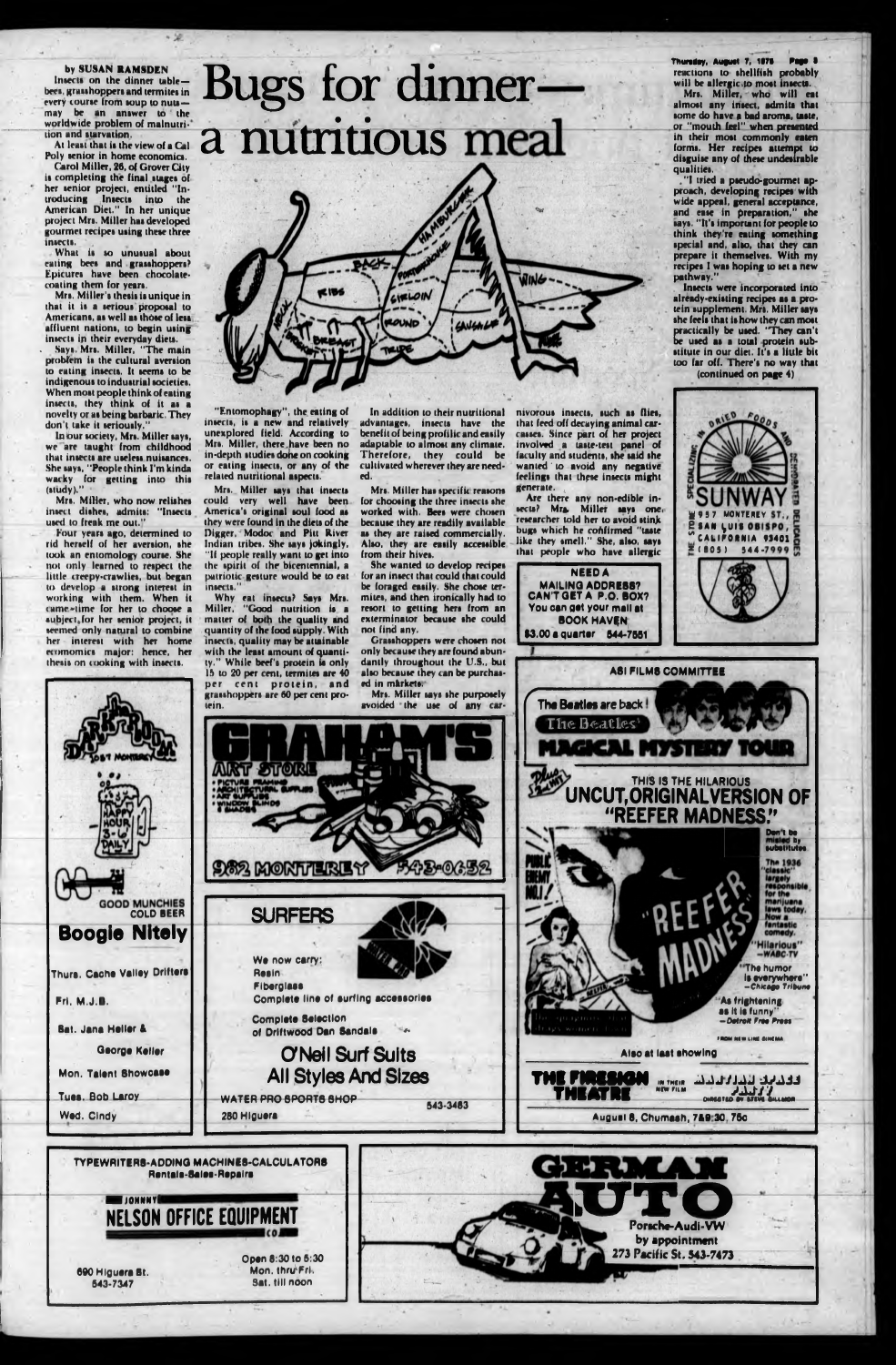# Bugs for dinner—a nutritious meal

by SUSAN RAMSDEN

Insects on the dinner table—bees, grasshoppers and termites in every course from soup to nuts—may be an answer to the worldwide problem of malnutrition and starvation.

At least that is the view of a Cal Poly senior in home economics.

Carol Miller, 26, of Grover City is completing the final stages of her senior project, entitled "Introducing Insects into the American Diet." In her unique project Mrs. Miller has developed gourmet recipes using these three insects.

What is so unusual about eating bees and grasshoppers? Epicures have been chocolate-coating them for years.

Mrs. Miller's thesis is unique in that it is a serious proposal to Americans, as well as those of less affluent nations, to begin using insects in their everyday diets.

Says Mrs. Miller, "The main problem is the cultural aversion to eating insects. It seems to be indigenous to industrial societies. When most people think of eating insects, they think of it as a novelty or as being barbaric. They don't take it seriously."

In our society, Mrs. Miller says, we are taught from childhood that insects are useless nuisances. She says, "People think I'm kinda wacky for getting into this (study)."

Mrs. Miller, who now relishes insect dishes, admits: "Insects used to freak me out."

Four years ago, determined to rid herself of her aversion, she took an entomology course. She not only learned to respect the little creepy-crawlies, but began to develop a strong interest in working with them. When it came time for her to choose a subject for her senior project, it seemed only natural to combine her interest with her home economics major: hence, her thesis on cooking with insects.

"Entomophagy", the eating of insects, is a new and relatively unexplored field. According to Mrs. Miller, there have been no in-depth studies done on cooking or eating insects, or any of the related nutritional aspects.

Mrs. Miller says that insects could very well have been America's original soul food as they were found in the diets of the Digger, Modoc and Pitt River Indian tribes. She says jokingly, "If people really want to get into the spirit of the bicentennial, a patriotic gesture would be to eat insects."

Why eat insects? Says Mrs. Miller, "Good nutrition is a matter of both the quality and quantity of the food supply. With insects, quality may be attainable with the least amount of quantity." While beef's protein is only 15 to 20 per cent, termites are 40 per cent protein, and grasshoppers are 60 per cent protein.

In addition to their nutritional advantages, insects have the benefit of being prolific and easily adaptable to almost any climate. Therefore, they could be cultivated wherever they are needed.

Mrs. Miller has specific reasons for choosing the three insects she worked with. Bees were chosen because they are readily available as they are raised commercially. Also, they are easily accessible from their hives.

She wanted to develop recipes for an insect that could that could be foraged easily. She chose termites, and then ironically had to resort to getting hers from an exterminator because she could not find any.

Grasshoppers were chosen not only because they are found abundantly throughout the U.S., but also because they can be purchased in markets.

Mrs. Miller says she purposely avoided the use of any carnivorous insects, such as flies, that feed off decaying animal carcasses. Since part of her project involved a taste-test panel of faculty and students, she said she wanted to avoid any negative feelings that these insects might generate.

Are there any non-edible insects? Mrs. Miller says one researcher told her to avoid stink bugs which he confirmed "taste like they smell." She, also, says that people who have allergic reactions to shellfish probably will be allergic to most insects.

Mrs. Miller, who will eat almost any insect, admits that some do have a bad aroma, taste, or "mouth feel" when presented in their most commonly eaten forms. Her recipes attempt to disguise any of these undesirable qualities.

"I tried a pseudo-gourmet approach, developing recipes with wide appeal, general acceptance, and ease in preparation," she says. "It's important for people to think they're eating something special and, also, that they can prepare it themselves. With my recipes I was hoping to set a new pathway."

Insects were incorporated into already-existing recipes as a protein supplement. Mrs. Miller says she feels that is how they can most practically be used. "They can't be used as a total protein substitute in our diet. It's a little bit too far off. There's no way that

(continued on page 4)

---

SPECIALIZING IN DRIED FOODS & DEHYDRATED DELICACIES
**SUNWAY**
THE STORE — 957 MONTEREY ST., SAN LUIS OBISPO, CALIFORNIA 93401 — (805) 544-7999

---

NEED A MAILING ADDRESS? CAN'T GET A P.O. BOX? You can get your mail at BOOK HAVEN
$3.00 a quarter 544-7551

---

**The Darkroom** — 1037 Monterey
Happy Hour 3-6 Daily
GOOD MUNCHIES COLD BEER
**Boogie Nitely**
Thurs. Cache Valley Drifters
Fri. M.J.B.
Sat. Jana Heller & George Keller
Mon. Talent Showcase
Tues. Bob Leroy
Wed. Cindy

---

**GRAHAM'S ART STORE**
• Picture Framing • Architectural Supplies • Art Supplies • Window Blinds & Shades
982 MONTEREY 543-0652

---

**SURFERS**
We now carry: Resin, Fiberglass, Complete line of surfing accessories
Complete Selection of Driftwood Dan Sandals
**O'Neil Surf Suits — All Styles And Sizes**
WATER PRO SPORTS SHOP — 280 Higuera — 543-3483

---

ASI FILMS COMMITTEE
The Beatles are back! **The Beatles' MAGICAL MYSTERY TOUR**
Plus: THIS IS THE HILARIOUS UNCUT, ORIGINAL VERSION OF "REEFER MADNESS."
Don't be misled by substitutes. The 1936 "classic" largely responsible for the marijuana laws today. Now a fantastic comedy.
"Hilarious" —WABC-TV
"The humor is everywhere" —Chicago Tribune
"As frightening as it is funny" —Detroit Free Press
Also at last showing: THE FIRESIGN THEATRE in their new film MARTIAN SPACE PARTY, directed by Steve Gillmor
August 8, Chumash, 7&9:30, 75c

---

TYPEWRITERS-ADDING MACHINES-CALCULATORS
Rentals-Sales-Repairs
**JOHNNY NELSON OFFICE EQUIPMENT CO.**
690 Higuera St. 543-7347
Open 8:30 to 5:30 Mon. thru Fri. Sat. till noon

---

**GERMAN AUTO**
Porsche-Audi-VW by appointment
273 Pacific St. 543-7473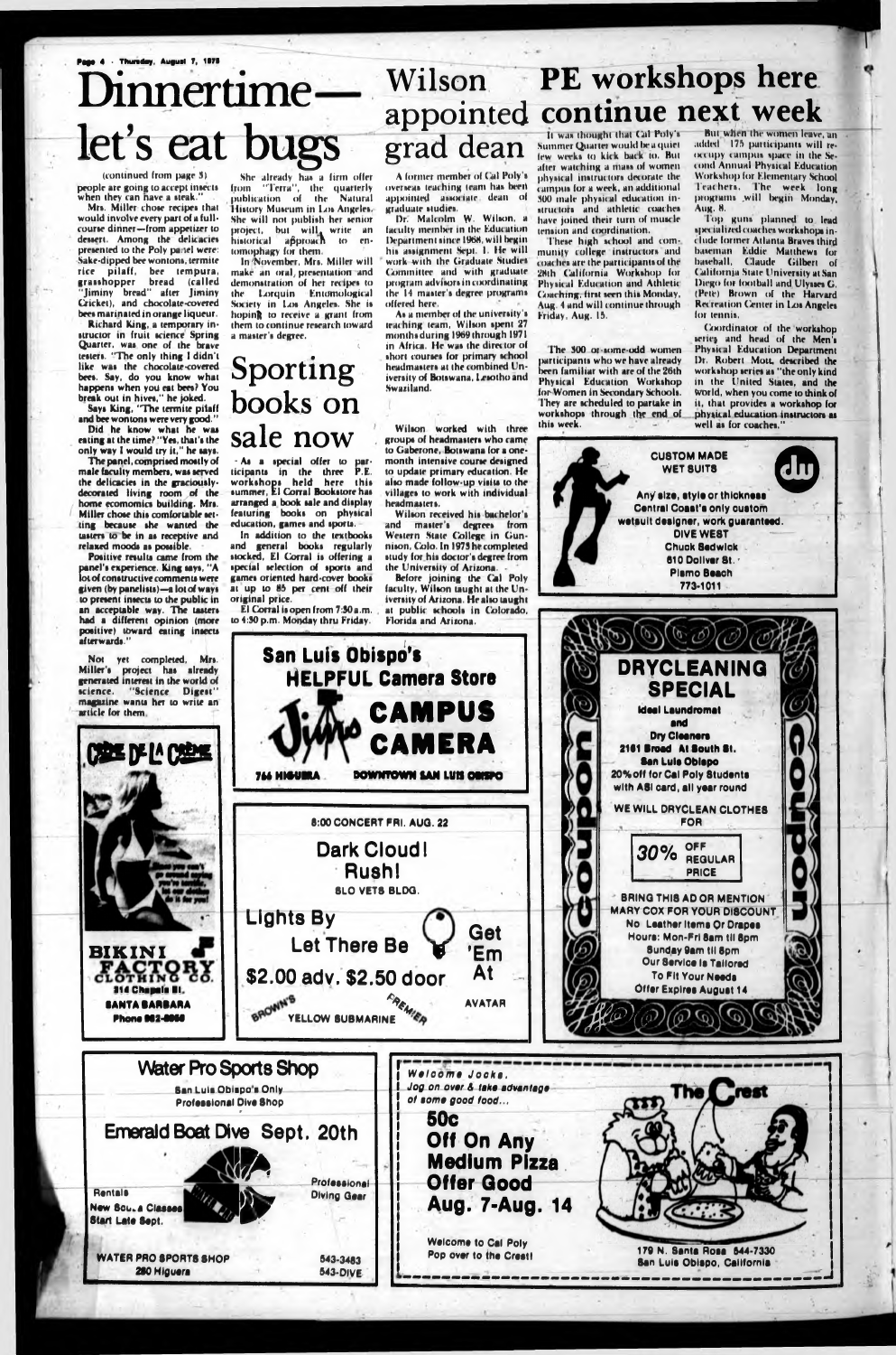# Dinnertime— let's eat bugs

(continued from page 3)

people are going to accept insects when they can have a steak."

Mrs. Miller chose recipes that would involve every part of a full-course dinner—from appetizer to dessert. Among the delicacies presented to the Poly panel were: Sake-dipped bee wontons, termite rice pilaff, bee tempura, grasshopper bread (called "Jiminy bread" after Jiminy Cricket), and chocolate-covered bees marinated in orange liqueur.

Richard King, a temporary instructor in fruit science Spring Quarter, was one of the brave testers. "The only thing I didn't like was the chocolate-covered bees. Say, do you know what happens when you eat bees? You break out in hives," he joked.

Says King, "The termite pilaff and bee wontons were very good."

Did he know what he was eating at the time? "Yes, that's the only way I would try it," he says.

The panel, comprised mostly of male faculty members, was served the delicacies in the graciously-decorated living room of the home economics building. Mrs. Miller chose this comfortable setting because she wanted the tasters to be in as receptive and relaxed moods as possible.

Positive results came from the panel's experience. King says, "A lot of constructive comments were given (by panelists)—a lot of ways to present insects to the public in an acceptable way. The tasters had a different opinion (more positive) toward eating insects afterwards."

Not yet completed, Mrs. Miller's project has already generated interest in the world of science. "Science Digest" magazine wants her to write an article for them.

She already has a firm offer from "Terra", the quarterly publication of the Natural History Museum in Los Angeles. She will not publish her senior project, but will write an historical approach to entomophagy for them.

In November, Mrs. Miller will make an oral presentation and demonstration of her recipes to the Lorquin Entomological Society in Los Angeles. She is hoping to receive a grant from them to continue research toward a master's degree.

# Sporting books on sale now

As a special offer to participants in the three P.E. workshops held here this summer, El Corral Bookstore has arranged a book sale and display featuring books on physical education, games and sports.

In addition to the textbooks and general books regularly stocked, El Corral is offering a special selection of sports and games oriented hard-cover books at up to 85 per cent off their original price.

El Corral is open from 7:30 a.m. to 4:30 p.m. Monday thru Friday.

# Wilson appointed grad dean

A former member of Cal Poly's overseas teaching team has been appointed associate dean of graduate studies.

Dr. Malcolm W. Wilson, a faculty member in the Education Department since 1968, will begin his assignment Sept. 1. He will work with the Graduate Studies Committee and with graduate program advisors in coordinating the 14 master's degree programs offered here.

As a member of the university's teaching team, Wilson spent 27 months during 1969 through 1971 in Africa. He was the director of short courses for primary school headmasters at the combined University of Botswana, Lesotho and Swaziland.

Wilson worked with three groups of headmasters who came to Gaberone, Botswana for a one-month intensive course designed to update primary education. He also made follow-up visits to the villages to work with individual headmasters.

Wilson received his bachelor's and master's degrees from Western State College in Gunnison, Colo. In 1975 he completed study for his doctor's degree from the University of Arizona.

Before joining the Cal Poly faculty, Wilson taught at the University of Arizona. He also taught at public schools in Colorado, Florida and Arizona.

# PE workshops here continue next week

It was thought that Cal Poly's Summer Quarter would be a quiet few weeks to kick back to. But after watching a mass of women physical instructors decorate the campus for a week, an additional 300 male physical education instructors and athletic coaches have joined their turn of muscle tension and coordination.

These high school and community college instructors and coaches are the participants of the 28th California Workshop for Physical Education and Athletic Coaching, first seen this Monday, Aug. 4 and will continue through Friday, Aug. 15.

The 300 or-some-odd women participants who we have already been familiar with are of the 26th Physical Education Workshop for Women in Secondary Schools. They are scheduled to partake in workshops through the end of this week.

But when the women leave, an added 175 participants will reoccupy campus space in the Second Annual Physical Education Workshop for Elementary School Teachers. The week long programs will begin Monday, Aug. 8.

Top guns planned to lead specialized coaches workshops include former Atlanta Braves third baseman Eddie Matthews for baseball, Claude Gilbert of California State University at San Diego for football and Ulysses G. (Pete) Brown of the Harvard Recreation Center in Los Angeles for tennis.

Coordinator of the workshop series and head of the Men's Physical Education Department Dr. Robert Mott, described the workshop series as "the only kind in the United States, and the world, when you come to think of it, that provides a workshop for physical education instructors as well as for coaches."

---

CRÈME DE LA CRÈME

BIKINI FACTORY CLOTHING CO.
314 Chapala St.
SANTA BARBARA
Phone 962-8058

---

San Luis Obispo's HELPFUL Camera Store
Jim's CAMPUS CAMERA
766 HIGUERA — DOWNTOWN SAN LUIS OBISPO

---

8:00 CONCERT FRI. AUG. 22
Dark Cloud! Rush!
SLO VETS BLDG.
Lights By Let There Be
Get 'Em At
$2.00 adv. $2.50 door
BROWN'S — PREMIER — YELLOW SUBMARINE — AVATAR

---

CUSTOM MADE WET SUITS
Any size, style or thickness
Central Coast's only custom wetsuit designer, work guaranteed.
DIVE WEST
Chuck Sedwick
610 Dolliver St.
Pismo Beach
773-1011

---

coupon — DRYCLEANING SPECIAL — coupon
Ideal Laundromat and Dry Cleaners
2161 Broad At South St.
San Luis Obispo
20% off for Cal Poly Students with ASI card, all year round
WE WILL DRYCLEAN CLOTHES FOR
30% OFF REGULAR PRICE
BRING THIS AD OR MENTION MARY COX FOR YOUR DISCOUNT
No Leather Items Or Drapes
Hours: Mon-Fri 8am til 8pm
Sunday 9am til 6pm
Our Service Is Tailored To Fit Your Needs
Offer Expires August 14

---

Water Pro Sports Shop
San Luis Obispo's Only Professional Dive Shop
Emerald Boat Dive Sept. 20th
Rentals
New Scuba Classes Start Late Sept.
Professional Diving Gear
WATER PRO SPORTS SHOP
280 Higuera
543-3483
543-DIVE

---

Welcome Jocks.
Jog on over & take advantage of some good food...
50c Off On Any Medium Pizza
Offer Good Aug. 7-Aug. 14
Welcome to Cal Poly
Pop over to the Crest!
The Crest
179 N. Santa Rosa 544-7330
San Luis Obispo, California